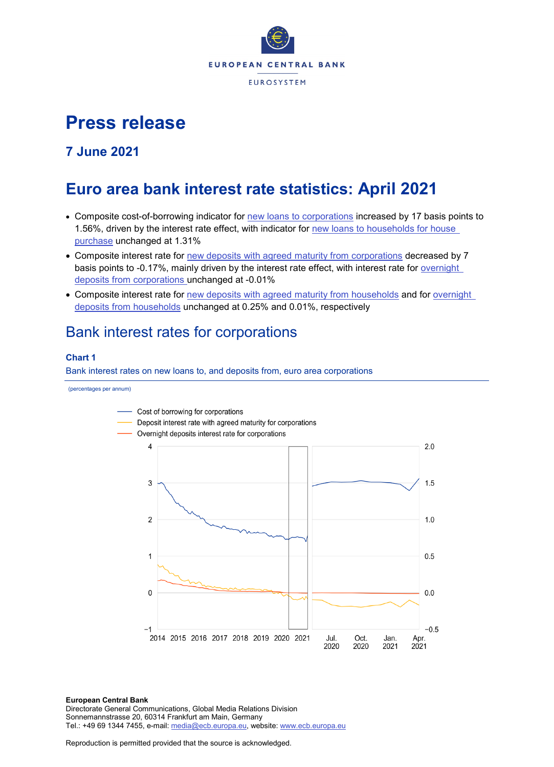# Press release

## 7 June 2021

# Euro area bank interest rate statistics: April 2021

- Composite cost-of-borrowing indicator for new loans to corporations increased by 17 basis points to 1.56%, driven by the interest rate effect, with indicator for new loans to households for house purchase unchanged at 1.31%
- Composite interest rate for new deposits with agreed maturity from corporations decreased by 7 basis points to -0.17%, mainly driven by the interest rate effect, with interest rate for overnight deposits from corporations unchanged at -0.01%
- Composite interest rate for new deposits with agreed maturity from households and for overnight deposits from households unchanged at 0.25% and 0.01%, respectively

## Bank interest rates for corporations

### Chart 1

Bank interest rates on new loans to, and deposits from, euro area corporations

(percentages per annum)

Cost of borrowing for corporations
Deposit interest rate with agreed maturity for corporations
Overnight deposits interest rate for corporations

**European Central Bank**
Directorate General Communications, Global Media Relations Division
Sonnemannstrasse 20, 60314 Frankfurt am Main, Germany
Tel.: +49 69 1344 7455, e-mail: media@ecb.europa.eu, website: www.ecb.europa.eu

Reproduction is permitted provided that the source is acknowledged.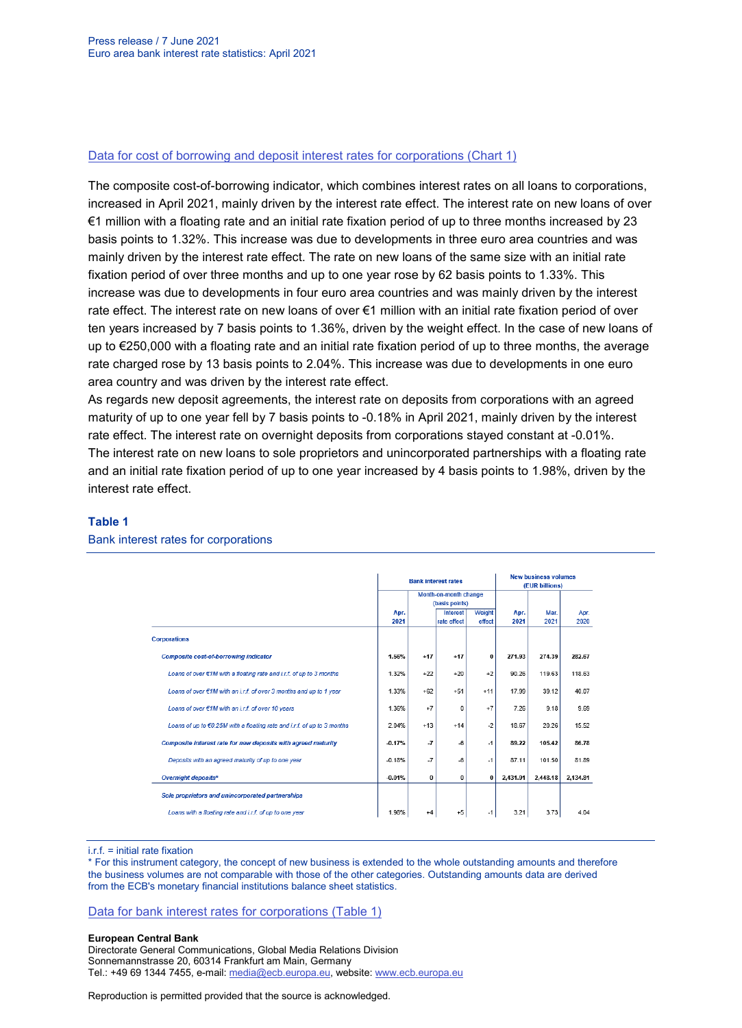[Data for cost of borrowing and deposit interest rates for corporations (Chart 1)](#)

The composite cost-of-borrowing indicator, which combines interest rates on all loans to corporations, increased in April 2021, mainly driven by the interest rate effect. The interest rate on new loans of over €1 million with a floating rate and an initial rate fixation period of up to three months increased by 23 basis points to 1.32%. This increase was due to developments in three euro area countries and was mainly driven by the interest rate effect. The rate on new loans of the same size with an initial rate fixation period of over three months and up to one year rose by 62 basis points to 1.33%. This increase was due to developments in four euro area countries and was mainly driven by the interest rate effect. The interest rate on new loans of over €1 million with an initial rate fixation period of over ten years increased by 7 basis points to 1.36%, driven by the weight effect. In the case of new loans of up to €250,000 with a floating rate and an initial rate fixation period of up to three months, the average rate charged rose by 13 basis points to 2.04%. This increase was due to developments in one euro area country and was driven by the interest rate effect.

As regards new deposit agreements, the interest rate on deposits from corporations with an agreed maturity of up to one year fell by 7 basis points to -0.18% in April 2021, mainly driven by the interest rate effect. The interest rate on overnight deposits from corporations stayed constant at -0.01%.

The interest rate on new loans to sole proprietors and unincorporated partnerships with a floating rate and an initial rate fixation period of up to one year increased by 4 basis points to 1.98%, driven by the interest rate effect.

### Table 1

Bank interest rates for corporations

| | Bank interest rates | | | | New business volumes (EUR billions) | | |
|---|---|---|---|---|---|---|---|
| | | Month-on-month change (basis points) | | | | | |
| | Apr. 2021 | | Interest rate effect | Weight effect | Apr. 2021 | Mar. 2021 | Apr. 2020 |
| **Corporations** | | | | | | | |
| ***Composite cost-of-borrowing indicator*** | **1.56%** | **+17** | **+17** | **0** | **271.93** | **274.39** | **282.67** |
| *Loans of over €1M with a floating rate and i.r.f. of up to 3 months* | 1.32% | +22 | +20 | +2 | 90.26 | 119.63 | 118.63 |
| *Loans of over €1M with an i.r.f. of over 3 months and up to 1 year* | 1.33% | +62 | +51 | +11 | 17.99 | 39.12 | 40.07 |
| *Loans of over €1M with an i.r.f. of over 10 years* | 1.36% | +7 | 0 | +7 | 7.29 | 9.18 | 9.69 |
| *Loans of up to €0.25M with a floating rate and i.r.f. of up to 3 months* | 2.04% | +13 | +14 | -2 | 18.67 | 20.26 | 15.52 |
| ***Composite interest rate for new deposits with agreed maturity*** | **-0.17%** | **-7** | **-6** | **-1** | **89.22** | **105.42** | **86.78** |
| *Deposits with an agreed maturity of up to one year* | -0.18% | -7 | -6 | -1 | 87.11 | 101.50 | 81.89 |
| ***Overnight deposits**** | **-0.01%** | **0** | **0** | **0** | **2,431.01** | **2,448.18** | **2,134.81** |
| ***Sole proprietors and unincorporated partnerships*** | | | | | | | |
| *Loans with a floating rate and i.r.f. of up to one year* | 1.98% | +4 | +5 | -1 | 3.21 | 3.73 | 4.04 |

i.r.f. = initial rate fixation

* For this instrument category, the concept of new business is extended to the whole outstanding amounts and therefore the business volumes are not comparable with those of the other categories. Outstanding amounts data are derived from the ECB's monetary financial institutions balance sheet statistics.

[Data for bank interest rates for corporations (Table 1)](#)

**European Central Bank**

Directorate General Communications, Global Media Relations Division
Sonnemannstrasse 20, 60314 Frankfurt am Main, Germany
Tel.: +49 69 1344 7455, e-mail: media@ecb.europa.eu, website: www.ecb.europa.eu

Reproduction is permitted provided that the source is acknowledged.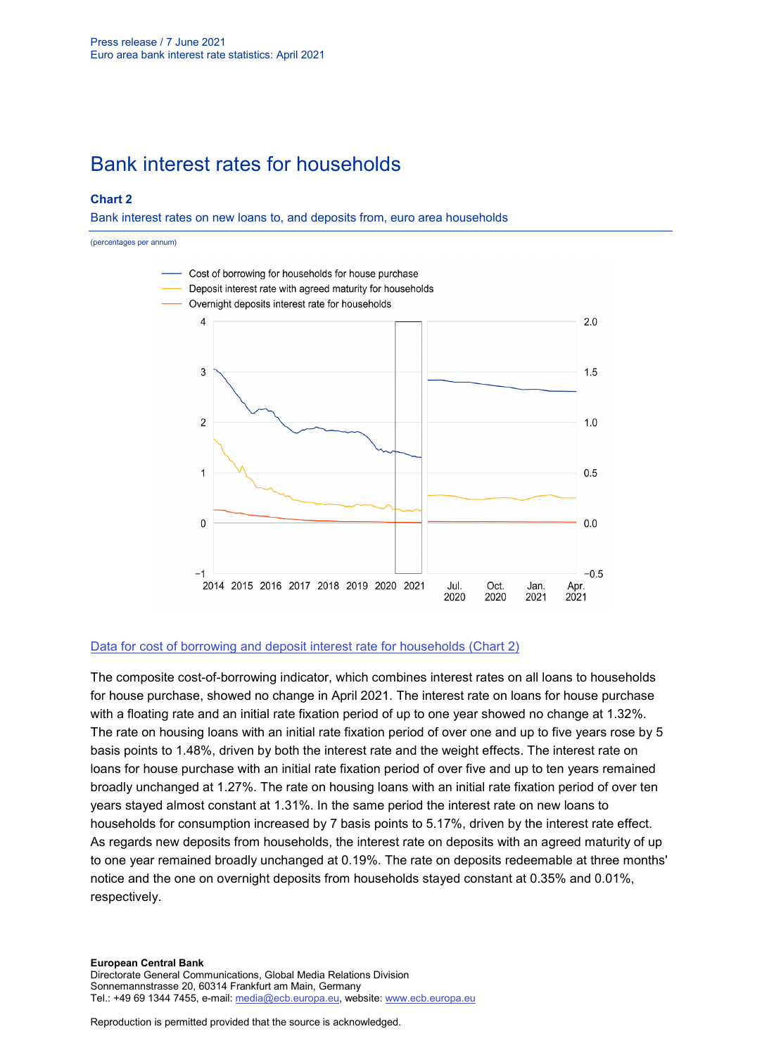# Bank interest rates for households

### Chart 2

Bank interest rates on new loans to, and deposits from, euro area households

(percentages per annum)

[Data for cost of borrowing and deposit interest rate for households (Chart 2)]

The composite cost-of-borrowing indicator, which combines interest rates on all loans to households for house purchase, showed no change in April 2021. The interest rate on loans for house purchase with a floating rate and an initial rate fixation period of up to one year showed no change at 1.32%. The rate on housing loans with an initial rate fixation period of over one and up to five years rose by 5 basis points to 1.48%, driven by both the interest rate and the weight effects. The interest rate on loans for house purchase with an initial rate fixation period of over five and up to ten years remained broadly unchanged at 1.27%. The rate on housing loans with an initial rate fixation period of over ten years stayed almost constant at 1.31%. In the same period the interest rate on new loans to households for consumption increased by 7 basis points to 5.17%, driven by the interest rate effect. As regards new deposits from households, the interest rate on deposits with an agreed maturity of up to one year remained broadly unchanged at 0.19%. The rate on deposits redeemable at three months' notice and the one on overnight deposits from households stayed constant at 0.35% and 0.01%, respectively.

**European Central Bank**
Directorate General Communications, Global Media Relations Division
Sonnemannstrasse 20, 60314 Frankfurt am Main, Germany
Tel.: +49 69 1344 7455, e-mail: media@ecb.europa.eu, website: www.ecb.europa.eu

Reproduction is permitted provided that the source is acknowledged.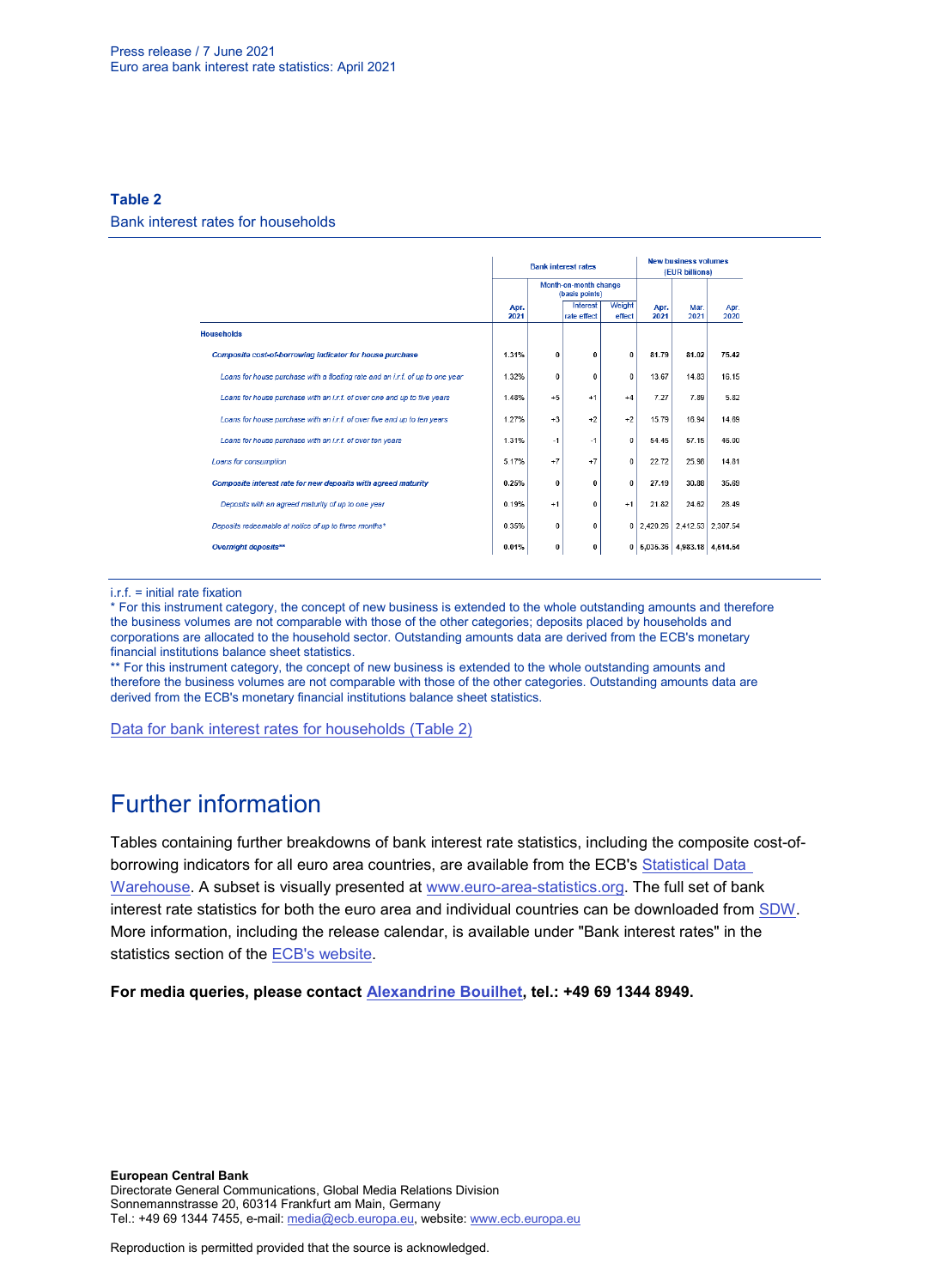### Table 2

Bank interest rates for households

| | Bank interest rates | | | | New business volumes (EUR billions) | | |
|---|---|---|---|---|---|---|---|
| | | Month-on-month change (basis points) | | | | | |
| | Apr. 2021 | | Interest rate effect | Weight effect | Apr. 2021 | Mar. 2021 | Apr. 2020 |
| **Households** | | | | | | | |
| ***Composite cost-of-borrowing indicator for house purchase*** | **1.31%** | **0** | **0** | **0** | **81.79** | **81.02** | **75.42** |
| *Loans for house purchase with a floating rate and an i.r.f. of up to one year* | 1.32% | 0 | 0 | 0 | 13.67 | 14.83 | 16.15 |
| *Loans for house purchase with an i.r.f. of over one and up to five years* | 1.48% | +5 | +1 | +4 | 7.27 | 7.89 | 5.82 |
| *Loans for house purchase with an i.r.f. of over five and up to ten years* | 1.27% | +3 | +2 | +2 | 15.79 | 16.94 | 14.89 |
| *Loans for house purchase with an i.r.f. of over ten years* | 1.31% | -1 | -1 | 0 | 54.45 | 57.15 | 46.00 |
| *Loans for consumption* | 5.17% | +7 | +7 | 0 | 22.72 | 25.96 | 14.81 |
| ***Composite interest rate for new deposits with agreed maturity*** | **0.25%** | **0** | **0** | **0** | **27.19** | **30.88** | **35.69** |
| *Deposits with an agreed maturity of up to one year* | 0.19% | +1 | 0 | +1 | 21.82 | 24.62 | 28.49 |
| *Deposits redeemable at notice of up to three months** | 0.35% | 0 | 0 | 0 | 2,420.26 | 2,412.53 | 2,307.54 |
| ***Overnight deposits**** | **0.01%** | **0** | **0** | **0** | **5,036.36** | **4,983.18** | **4,614.54** |

i.r.f. = initial rate fixation

* For this instrument category, the concept of new business is extended to the whole outstanding amounts and therefore the business volumes are not comparable with those of the other categories; deposits placed by households and corporations are allocated to the household sector. Outstanding amounts data are derived from the ECB's monetary financial institutions balance sheet statistics.

** For this instrument category, the concept of new business is extended to the whole outstanding amounts and therefore the business volumes are not comparable with those of the other categories. Outstanding amounts data are derived from the ECB's monetary financial institutions balance sheet statistics.

Data for bank interest rates for households (Table 2)

# Further information

Tables containing further breakdowns of bank interest rate statistics, including the composite cost-of-borrowing indicators for all euro area countries, are available from the ECB's Statistical Data Warehouse. A subset is visually presented at www.euro-area-statistics.org. The full set of bank interest rate statistics for both the euro area and individual countries can be downloaded from SDW. More information, including the release calendar, is available under "Bank interest rates" in the statistics section of the ECB's website.

**For media queries, please contact Alexandrine Bouilhet, tel.: +49 69 1344 8949.**

**European Central Bank**
Directorate General Communications, Global Media Relations Division
Sonnemannstrasse 20, 60314 Frankfurt am Main, Germany
Tel.: +49 69 1344 7455, e-mail: media@ecb.europa.eu, website: www.ecb.europa.eu

Reproduction is permitted provided that the source is acknowledged.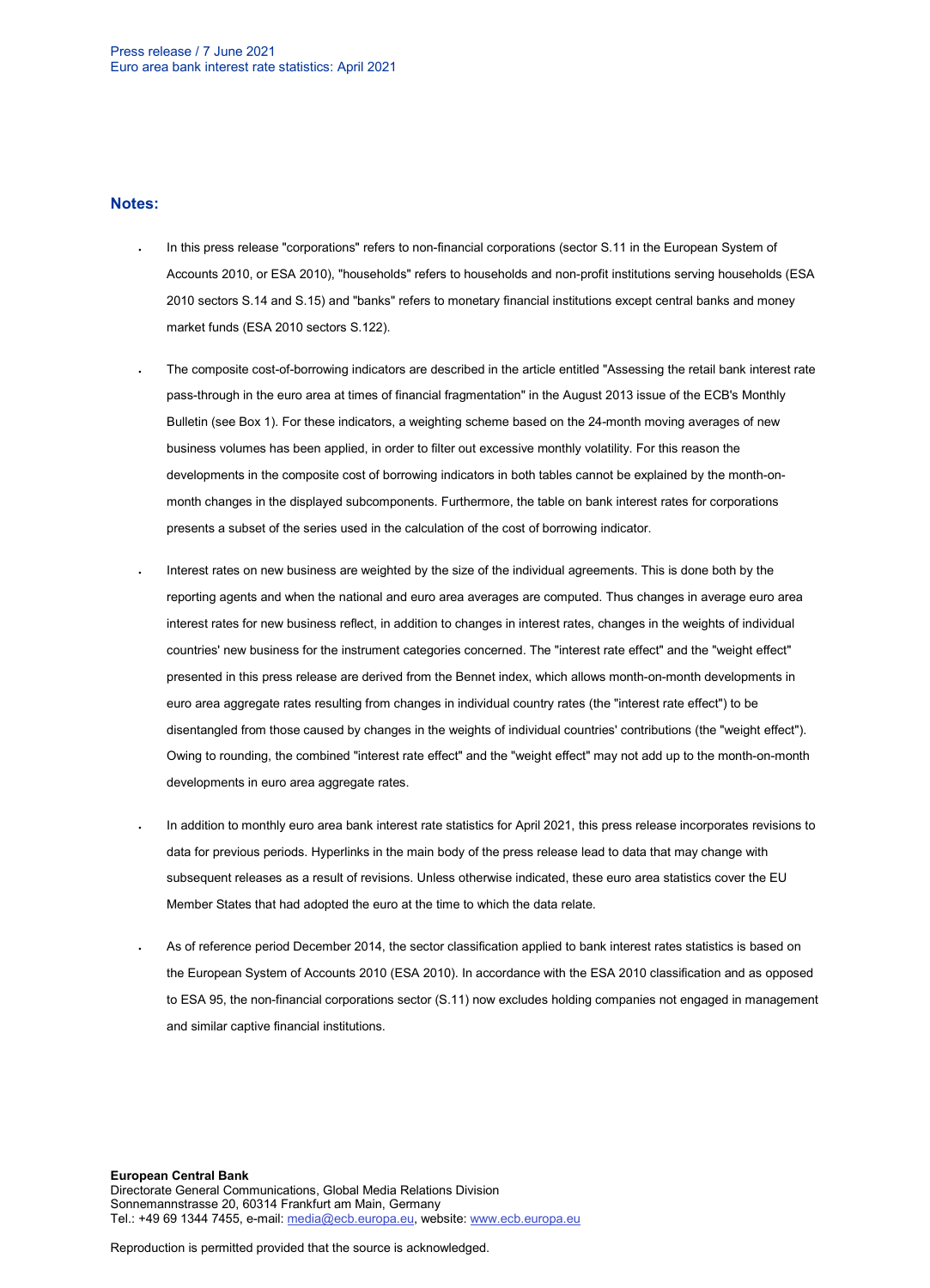## Notes:

- In this press release "corporations" refers to non-financial corporations (sector S.11 in the European System of Accounts 2010, or ESA 2010), "households" refers to households and non-profit institutions serving households (ESA 2010 sectors S.14 and S.15) and "banks" refers to monetary financial institutions except central banks and money market funds (ESA 2010 sectors S.122).

- The composite cost-of-borrowing indicators are described in the article entitled "Assessing the retail bank interest rate pass-through in the euro area at times of financial fragmentation" in the August 2013 issue of the ECB's Monthly Bulletin (see Box 1). For these indicators, a weighting scheme based on the 24-month moving averages of new business volumes has been applied, in order to filter out excessive monthly volatility. For this reason the developments in the composite cost of borrowing indicators in both tables cannot be explained by the month-on-month changes in the displayed subcomponents. Furthermore, the table on bank interest rates for corporations presents a subset of the series used in the calculation of the cost of borrowing indicator.

- Interest rates on new business are weighted by the size of the individual agreements. This is done both by the reporting agents and when the national and euro area averages are computed. Thus changes in average euro area interest rates for new business reflect, in addition to changes in interest rates, changes in the weights of individual countries' new business for the instrument categories concerned. The "interest rate effect" and the "weight effect" presented in this press release are derived from the Bennet index, which allows month-on-month developments in euro area aggregate rates resulting from changes in individual country rates (the "interest rate effect") to be disentangled from those caused by changes in the weights of individual countries' contributions (the "weight effect"). Owing to rounding, the combined "interest rate effect" and the "weight effect" may not add up to the month-on-month developments in euro area aggregate rates.

- In addition to monthly euro area bank interest rate statistics for April 2021, this press release incorporates revisions to data for previous periods. Hyperlinks in the main body of the press release lead to data that may change with subsequent releases as a result of revisions. Unless otherwise indicated, these euro area statistics cover the EU Member States that had adopted the euro at the time to which the data relate.

- As of reference period December 2014, the sector classification applied to bank interest rates statistics is based on the European System of Accounts 2010 (ESA 2010). In accordance with the ESA 2010 classification and as opposed to ESA 95, the non-financial corporations sector (S.11) now excludes holding companies not engaged in management and similar captive financial institutions.

**European Central Bank**
Directorate General Communications, Global Media Relations Division
Sonnemannstrasse 20, 60314 Frankfurt am Main, Germany
Tel.: +49 69 1344 7455, e-mail: media@ecb.europa.eu, website: www.ecb.europa.eu

Reproduction is permitted provided that the source is acknowledged.